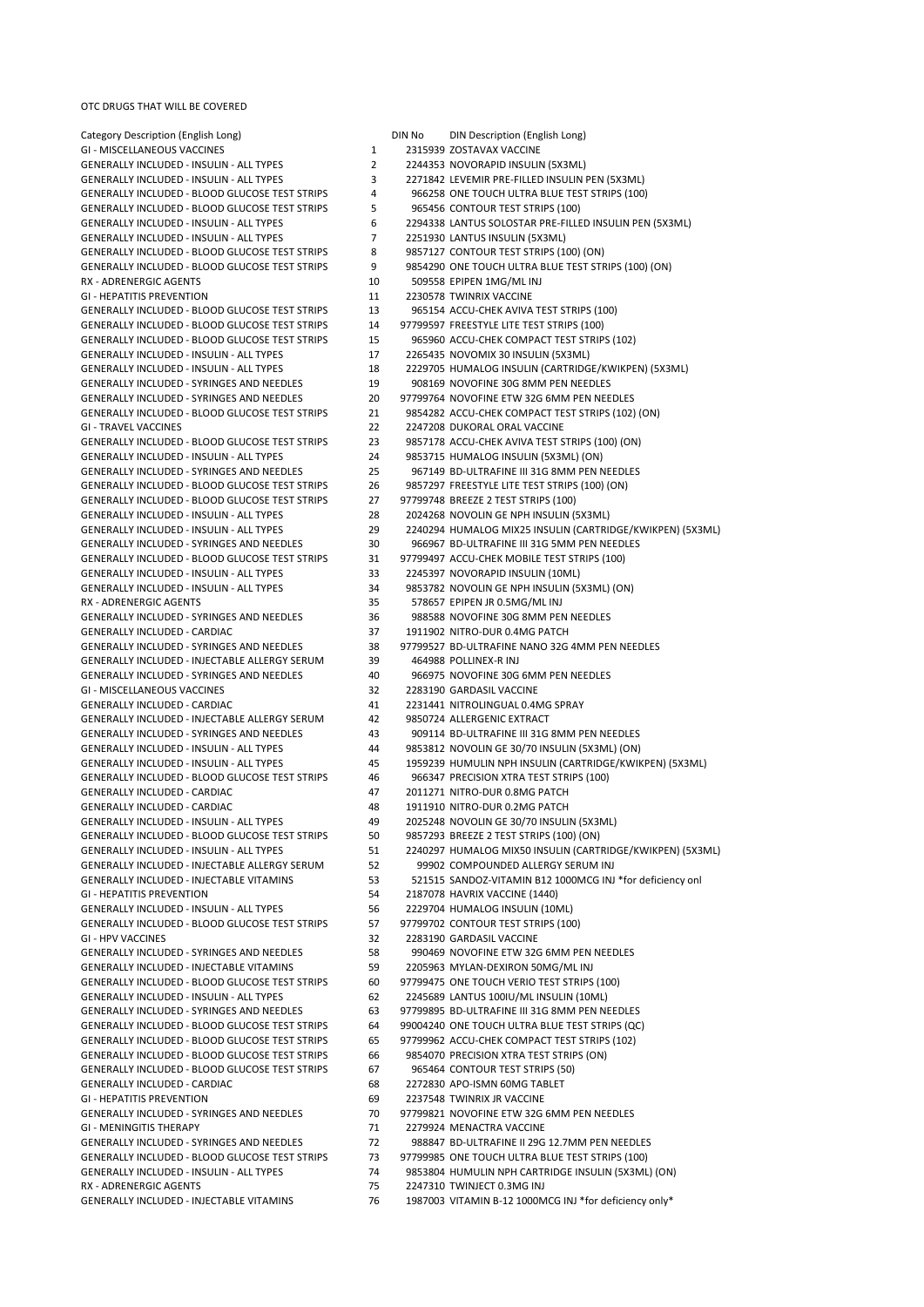OTC DRUGS THAT WILL BE COVERED

| Category Description (English Long) | | DIN No | DIN Description (English Long) |
|---|---|---|---|
| GI - MISCELLANEOUS VACCINES | 1 | 2315939 | ZOSTAVAX VACCINE |
| GENERALLY INCLUDED - INSULIN - ALL TYPES | 2 | 2244353 | NOVORAPID INSULIN (5X3ML) |
| GENERALLY INCLUDED - INSULIN - ALL TYPES | 3 | 2271842 | LEVEMIR PRE-FILLED INSULIN PEN (5X3ML) |
| GENERALLY INCLUDED - BLOOD GLUCOSE TEST STRIPS | 4 | 966258 | ONE TOUCH ULTRA BLUE TEST STRIPS (100) |
| GENERALLY INCLUDED - BLOOD GLUCOSE TEST STRIPS | 5 | 965456 | CONTOUR TEST STRIPS (100) |
| GENERALLY INCLUDED - INSULIN - ALL TYPES | 6 | 2294338 | LANTUS SOLOSTAR PRE-FILLED INSULIN PEN (5X3ML) |
| GENERALLY INCLUDED - INSULIN - ALL TYPES | 7 | 2251930 | LANTUS INSULIN (5X3ML) |
| GENERALLY INCLUDED - BLOOD GLUCOSE TEST STRIPS | 8 | 9857127 | CONTOUR TEST STRIPS (100) (ON) |
| GENERALLY INCLUDED - BLOOD GLUCOSE TEST STRIPS | 9 | 9854290 | ONE TOUCH ULTRA BLUE TEST STRIPS (100) (ON) |
| RX - ADRENERGIC AGENTS | 10 | 509558 | EPIPEN 1MG/ML INJ |
| GI - HEPATITIS PREVENTION | 11 | 2230578 | TWINRIX VACCINE |
| GENERALLY INCLUDED - BLOOD GLUCOSE TEST STRIPS | 13 | 965154 | ACCU-CHEK AVIVA TEST STRIPS (100) |
| GENERALLY INCLUDED - BLOOD GLUCOSE TEST STRIPS | 14 | 97799597 | FREESTYLE LITE TEST STRIPS (100) |
| GENERALLY INCLUDED - BLOOD GLUCOSE TEST STRIPS | 15 | 965960 | ACCU-CHEK COMPACT TEST STRIPS (102) |
| GENERALLY INCLUDED - INSULIN - ALL TYPES | 17 | 2265435 | NOVOMIX 30 INSULIN (5X3ML) |
| GENERALLY INCLUDED - INSULIN - ALL TYPES | 18 | 2229705 | HUMALOG INSULIN (CARTRIDGE/KWIKPEN) (5X3ML) |
| GENERALLY INCLUDED - SYRINGES AND NEEDLES | 19 | 908169 | NOVOFINE 30G 8MM PEN NEEDLES |
| GENERALLY INCLUDED - SYRINGES AND NEEDLES | 20 | 97799764 | NOVOFINE ETW 32G 6MM PEN NEEDLES |
| GENERALLY INCLUDED - BLOOD GLUCOSE TEST STRIPS | 21 | 9854282 | ACCU-CHEK COMPACT TEST STRIPS (102) (ON) |
| GI - TRAVEL VACCINES | 22 | 2247208 | DUKORAL ORAL VACCINE |
| GENERALLY INCLUDED - BLOOD GLUCOSE TEST STRIPS | 23 | 9857178 | ACCU-CHEK AVIVA TEST STRIPS (100) (ON) |
| GENERALLY INCLUDED - INSULIN - ALL TYPES | 24 | 9853715 | HUMALOG INSULIN (5X3ML) (ON) |
| GENERALLY INCLUDED - SYRINGES AND NEEDLES | 25 | 967149 | BD-ULTRAFINE III 31G 8MM PEN NEEDLES |
| GENERALLY INCLUDED - BLOOD GLUCOSE TEST STRIPS | 26 | 9857297 | FREESTYLE LITE TEST STRIPS (100) (ON) |
| GENERALLY INCLUDED - BLOOD GLUCOSE TEST STRIPS | 27 | 97799748 | BREEZE 2 TEST STRIPS (100) |
| GENERALLY INCLUDED - INSULIN - ALL TYPES | 28 | 2024268 | NOVOLIN GE NPH INSULIN (5X3ML) |
| GENERALLY INCLUDED - INSULIN - ALL TYPES | 29 | 2240294 | HUMALOG MIX25 INSULIN (CARTRIDGE/KWIKPEN) (5X3ML) |
| GENERALLY INCLUDED - SYRINGES AND NEEDLES | 30 | 966967 | BD-ULTRAFINE III 31G 5MM PEN NEEDLES |
| GENERALLY INCLUDED - BLOOD GLUCOSE TEST STRIPS | 31 | 97799497 | ACCU-CHEK MOBILE TEST STRIPS (100) |
| GENERALLY INCLUDED - INSULIN - ALL TYPES | 33 | 2245397 | NOVORAPID INSULIN (10ML) |
| GENERALLY INCLUDED - INSULIN - ALL TYPES | 34 | 9853782 | NOVOLIN GE NPH INSULIN (5X3ML) (ON) |
| RX - ADRENERGIC AGENTS | 35 | 578657 | EPIPEN JR 0.5MG/ML INJ |
| GENERALLY INCLUDED - SYRINGES AND NEEDLES | 36 | 988588 | NOVOFINE 30G 8MM PEN NEEDLES |
| GENERALLY INCLUDED - CARDIAC | 37 | 1911902 | NITRO-DUR 0.4MG PATCH |
| GENERALLY INCLUDED - SYRINGES AND NEEDLES | 38 | 97799527 | BD-ULTRAFINE NANO 32G 4MM PEN NEEDLES |
| GENERALLY INCLUDED - INJECTABLE ALLERGY SERUM | 39 | 464988 | POLLINEX-R INJ |
| GENERALLY INCLUDED - SYRINGES AND NEEDLES | 40 | 966975 | NOVOFINE 30G 6MM PEN NEEDLES |
| GI - MISCELLANEOUS VACCINES | 32 | 2283190 | GARDASIL VACCINE |
| GENERALLY INCLUDED - CARDIAC | 41 | 2231441 | NITROLINGUAL 0.4MG SPRAY |
| GENERALLY INCLUDED - INJECTABLE ALLERGY SERUM | 42 | 9850724 | ALLERGENIC EXTRACT |
| GENERALLY INCLUDED - SYRINGES AND NEEDLES | 43 | 909114 | BD-ULTRAFINE III 31G 8MM PEN NEEDLES |
| GENERALLY INCLUDED - INSULIN - ALL TYPES | 44 | 9853812 | NOVOLIN GE 30/70 INSULIN (5X3ML) (ON) |
| GENERALLY INCLUDED - INSULIN - ALL TYPES | 45 | 1959239 | HUMULIN NPH INSULIN (CARTRIDGE/KWIKPEN) (5X3ML) |
| GENERALLY INCLUDED - BLOOD GLUCOSE TEST STRIPS | 46 | 966347 | PRECISION XTRA TEST STRIPS (100) |
| GENERALLY INCLUDED - CARDIAC | 47 | 2011271 | NITRO-DUR 0.8MG PATCH |
| GENERALLY INCLUDED - CARDIAC | 48 | 1911910 | NITRO-DUR 0.2MG PATCH |
| GENERALLY INCLUDED - INSULIN - ALL TYPES | 49 | 2025248 | NOVOLIN GE 30/70 INSULIN (5X3ML) |
| GENERALLY INCLUDED - BLOOD GLUCOSE TEST STRIPS | 50 | 9857293 | BREEZE 2 TEST STRIPS (100) (ON) |
| GENERALLY INCLUDED - INSULIN - ALL TYPES | 51 | 2240297 | HUMALOG MIX50 INSULIN (CARTRIDGE/KWIKPEN) (5X3ML) |
| GENERALLY INCLUDED - INJECTABLE ALLERGY SERUM | 52 | 99902 | COMPOUNDED ALLERGY SERUM INJ |
| GENERALLY INCLUDED - INJECTABLE VITAMINS | 53 | 521515 | SANDOZ-VITAMIN B12 1000MCG INJ *for deficiency onl |
| GI - HEPATITIS PREVENTION | 54 | 2187078 | HAVRIX VACCINE (1440) |
| GENERALLY INCLUDED - INSULIN - ALL TYPES | 56 | 2229704 | HUMALOG INSULIN (10ML) |
| GENERALLY INCLUDED - BLOOD GLUCOSE TEST STRIPS | 57 | 97799702 | CONTOUR TEST STRIPS (100) |
| GI - HPV VACCINES | 32 | 2283190 | GARDASIL VACCINE |
| GENERALLY INCLUDED - SYRINGES AND NEEDLES | 58 | 990469 | NOVOFINE ETW 32G 6MM PEN NEEDLES |
| GENERALLY INCLUDED - INJECTABLE VITAMINS | 59 | 2205963 | MYLAN-DEXIRON 50MG/ML INJ |
| GENERALLY INCLUDED - BLOOD GLUCOSE TEST STRIPS | 60 | 97799475 | ONE TOUCH VERIO TEST STRIPS (100) |
| GENERALLY INCLUDED - INSULIN - ALL TYPES | 62 | 2245689 | LANTUS 100IU/ML INSULIN (10ML) |
| GENERALLY INCLUDED - SYRINGES AND NEEDLES | 63 | 97799895 | BD-ULTRAFINE III 31G 8MM PEN NEEDLES |
| GENERALLY INCLUDED - BLOOD GLUCOSE TEST STRIPS | 64 | 99004240 | ONE TOUCH ULTRA BLUE TEST STRIPS (QC) |
| GENERALLY INCLUDED - BLOOD GLUCOSE TEST STRIPS | 65 | 97799962 | ACCU-CHEK COMPACT TEST STRIPS (102) |
| GENERALLY INCLUDED - BLOOD GLUCOSE TEST STRIPS | 66 | 9854070 | PRECISION XTRA TEST STRIPS (ON) |
| GENERALLY INCLUDED - BLOOD GLUCOSE TEST STRIPS | 67 | 965464 | CONTOUR TEST STRIPS (50) |
| GENERALLY INCLUDED - CARDIAC | 68 | 2272830 | APO-ISMN 60MG TABLET |
| GI - HEPATITIS PREVENTION | 69 | 2237548 | TWINRIX JR VACCINE |
| GENERALLY INCLUDED - SYRINGES AND NEEDLES | 70 | 97799821 | NOVOFINE ETW 32G 6MM PEN NEEDLES |
| GI - MENINGITIS THERAPY | 71 | 2279924 | MENACTRA VACCINE |
| GENERALLY INCLUDED - SYRINGES AND NEEDLES | 72 | 988847 | BD-ULTRAFINE II 29G 12.7MM PEN NEEDLES |
| GENERALLY INCLUDED - BLOOD GLUCOSE TEST STRIPS | 73 | 97799985 | ONE TOUCH ULTRA BLUE TEST STRIPS (100) |
| GENERALLY INCLUDED - INSULIN - ALL TYPES | 74 | 9853804 | HUMULIN NPH CARTRIDGE INSULIN (5X3ML) (ON) |
| RX - ADRENERGIC AGENTS | 75 | 2247310 | TWINJECT 0.3MG INJ |
| GENERALLY INCLUDED - INJECTABLE VITAMINS | 76 | 1987003 | VITAMIN B-12 1000MCG INJ *for deficiency only* |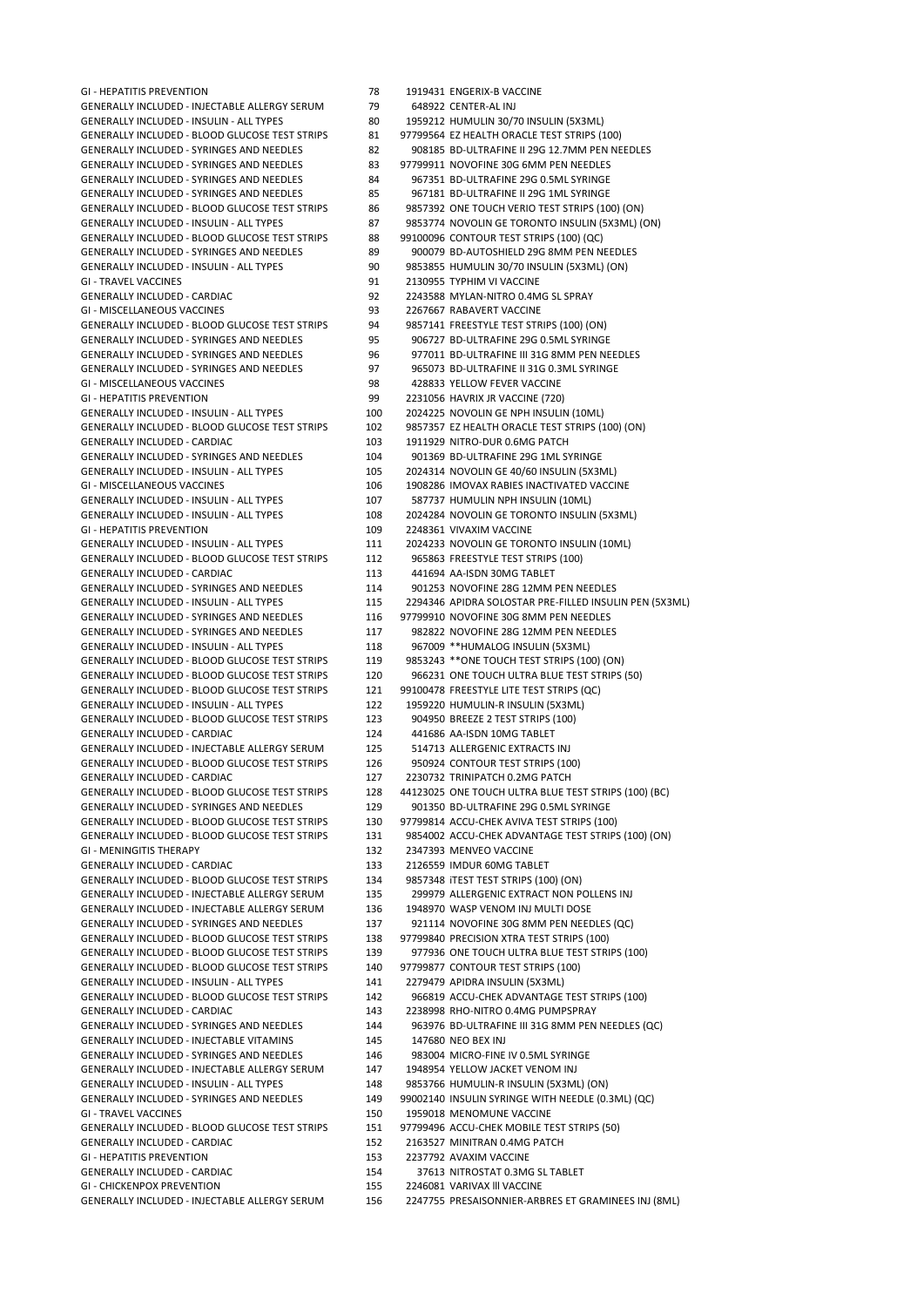| | | |
|---|---|---|
| GI - HEPATITIS PREVENTION | 78 | 1919431 ENGERIX-B VACCINE |
| GENERALLY INCLUDED - INJECTABLE ALLERGY SERUM | 79 | 648922 CENTER-AL INJ |
| GENERALLY INCLUDED - INSULIN - ALL TYPES | 80 | 1959212 HUMULIN 30/70 INSULIN (5X3ML) |
| GENERALLY INCLUDED - BLOOD GLUCOSE TEST STRIPS | 81 | 97799564 EZ HEALTH ORACLE TEST STRIPS (100) |
| GENERALLY INCLUDED - SYRINGES AND NEEDLES | 82 | 908185 BD-ULTRAFINE II 29G 12.7MM PEN NEEDLES |
| GENERALLY INCLUDED - SYRINGES AND NEEDLES | 83 | 97799911 NOVOFINE 30G 6MM PEN NEEDLES |
| GENERALLY INCLUDED - SYRINGES AND NEEDLES | 84 | 967351 BD-ULTRAFINE 29G 0.5ML SYRINGE |
| GENERALLY INCLUDED - SYRINGES AND NEEDLES | 85 | 967181 BD-ULTRAFINE II 29G 1ML SYRINGE |
| GENERALLY INCLUDED - BLOOD GLUCOSE TEST STRIPS | 86 | 9857392 ONE TOUCH VERIO TEST STRIPS (100) (ON) |
| GENERALLY INCLUDED - INSULIN - ALL TYPES | 87 | 9853774 NOVOLIN GE TORONTO INSULIN (5X3ML) (ON) |
| GENERALLY INCLUDED - BLOOD GLUCOSE TEST STRIPS | 88 | 99100096 CONTOUR TEST STRIPS (100) (QC) |
| GENERALLY INCLUDED - SYRINGES AND NEEDLES | 89 | 900079 BD-AUTOSHIELD 29G 8MM PEN NEEDLES |
| GENERALLY INCLUDED - INSULIN - ALL TYPES | 90 | 9853855 HUMULIN 30/70 INSULIN (5X3ML) (ON) |
| GI - TRAVEL VACCINES | 91 | 2130955 TYPHIM VI VACCINE |
| GENERALLY INCLUDED - CARDIAC | 92 | 2243588 MYLAN-NITRO 0.4MG SL SPRAY |
| GI - MISCELLANEOUS VACCINES | 93 | 2267667 RABAVERT VACCINE |
| GENERALLY INCLUDED - BLOOD GLUCOSE TEST STRIPS | 94 | 9857141 FREESTYLE TEST STRIPS (100) (ON) |
| GENERALLY INCLUDED - SYRINGES AND NEEDLES | 95 | 906727 BD-ULTRAFINE 29G 0.5ML SYRINGE |
| GENERALLY INCLUDED - SYRINGES AND NEEDLES | 96 | 977011 BD-ULTRAFINE III 31G 8MM PEN NEEDLES |
| GENERALLY INCLUDED - SYRINGES AND NEEDLES | 97 | 965073 BD-ULTRAFINE II 31G 0.3ML SYRINGE |
| GI - MISCELLANEOUS VACCINES | 98 | 428833 YELLOW FEVER VACCINE |
| GI - HEPATITIS PREVENTION | 99 | 2231056 HAVRIX JR VACCINE (720) |
| GENERALLY INCLUDED - INSULIN - ALL TYPES | 100 | 2024225 NOVOLIN GE NPH INSULIN (10ML) |
| GENERALLY INCLUDED - BLOOD GLUCOSE TEST STRIPS | 102 | 9857357 EZ HEALTH ORACLE TEST STRIPS (100) (ON) |
| GENERALLY INCLUDED - CARDIAC | 103 | 1911929 NITRO-DUR 0.6MG PATCH |
| GENERALLY INCLUDED - SYRINGES AND NEEDLES | 104 | 901369 BD-ULTRAFINE 29G 1ML SYRINGE |
| GENERALLY INCLUDED - INSULIN - ALL TYPES | 105 | 2024314 NOVOLIN GE 40/60 INSULIN (5X3ML) |
| GI - MISCELLANEOUS VACCINES | 106 | 1908286 IMOVAX RABIES INACTIVATED VACCINE |
| GENERALLY INCLUDED - INSULIN - ALL TYPES | 107 | 587737 HUMULIN NPH INSULIN (10ML) |
| GENERALLY INCLUDED - INSULIN - ALL TYPES | 108 | 2024284 NOVOLIN GE TORONTO INSULIN (5X3ML) |
| GI - HEPATITIS PREVENTION | 109 | 2248361 VIVAXIM VACCINE |
| GENERALLY INCLUDED - INSULIN - ALL TYPES | 111 | 2024233 NOVOLIN GE TORONTO INSULIN (10ML) |
| GENERALLY INCLUDED - BLOOD GLUCOSE TEST STRIPS | 112 | 965863 FREESTYLE TEST STRIPS (100) |
| GENERALLY INCLUDED - CARDIAC | 113 | 441694 AA-ISDN 30MG TABLET |
| GENERALLY INCLUDED - SYRINGES AND NEEDLES | 114 | 901253 NOVOFINE 28G 12MM PEN NEEDLES |
| GENERALLY INCLUDED - INSULIN - ALL TYPES | 115 | 2294346 APIDRA SOLOSTAR PRE-FILLED INSULIN PEN (5X3ML) |
| GENERALLY INCLUDED - SYRINGES AND NEEDLES | 116 | 97799910 NOVOFINE 30G 8MM PEN NEEDLES |
| GENERALLY INCLUDED - SYRINGES AND NEEDLES | 117 | 982822 NOVOFINE 28G 12MM PEN NEEDLES |
| GENERALLY INCLUDED - INSULIN - ALL TYPES | 118 | 967009 **HUMALOG INSULIN (5X3ML) |
| GENERALLY INCLUDED - BLOOD GLUCOSE TEST STRIPS | 119 | 9853243 **ONE TOUCH TEST STRIPS (100) (ON) |
| GENERALLY INCLUDED - BLOOD GLUCOSE TEST STRIPS | 120 | 966231 ONE TOUCH ULTRA BLUE TEST STRIPS (50) |
| GENERALLY INCLUDED - BLOOD GLUCOSE TEST STRIPS | 121 | 99100478 FREESTYLE LITE TEST STRIPS (QC) |
| GENERALLY INCLUDED - INSULIN - ALL TYPES | 122 | 1959220 HUMULIN-R INSULIN (5X3ML) |
| GENERALLY INCLUDED - BLOOD GLUCOSE TEST STRIPS | 123 | 904950 BREEZE 2 TEST STRIPS (100) |
| GENERALLY INCLUDED - CARDIAC | 124 | 441686 AA-ISDN 10MG TABLET |
| GENERALLY INCLUDED - INJECTABLE ALLERGY SERUM | 125 | 514713 ALLERGENIC EXTRACTS INJ |
| GENERALLY INCLUDED - BLOOD GLUCOSE TEST STRIPS | 126 | 950924 CONTOUR TEST STRIPS (100) |
| GENERALLY INCLUDED - CARDIAC | 127 | 2230732 TRINIPATCH 0.2MG PATCH |
| GENERALLY INCLUDED - BLOOD GLUCOSE TEST STRIPS | 128 | 44123025 ONE TOUCH ULTRA BLUE TEST STRIPS (100) (BC) |
| GENERALLY INCLUDED - SYRINGES AND NEEDLES | 129 | 901350 BD-ULTRAFINE 29G 0.5ML SYRINGE |
| GENERALLY INCLUDED - BLOOD GLUCOSE TEST STRIPS | 130 | 97799814 ACCU-CHEK AVIVA TEST STRIPS (100) |
| GENERALLY INCLUDED - BLOOD GLUCOSE TEST STRIPS | 131 | 9854002 ACCU-CHEK ADVANTAGE TEST STRIPS (100) (ON) |
| GI - MENINGITIS THERAPY | 132 | 2347393 MENVEO VACCINE |
| GENERALLY INCLUDED - CARDIAC | 133 | 2126559 IMDUR 60MG TABLET |
| GENERALLY INCLUDED - BLOOD GLUCOSE TEST STRIPS | 134 | 9857348 iTEST TEST STRIPS (100) (ON) |
| GENERALLY INCLUDED - INJECTABLE ALLERGY SERUM | 135 | 299979 ALLERGENIC EXTRACT NON POLLENS INJ |
| GENERALLY INCLUDED - INJECTABLE ALLERGY SERUM | 136 | 1948970 WASP VENOM INJ MULTI DOSE |
| GENERALLY INCLUDED - SYRINGES AND NEEDLES | 137 | 921114 NOVOFINE 30G 8MM PEN NEEDLES (QC) |
| GENERALLY INCLUDED - BLOOD GLUCOSE TEST STRIPS | 138 | 97799840 PRECISION XTRA TEST STRIPS (100) |
| GENERALLY INCLUDED - BLOOD GLUCOSE TEST STRIPS | 139 | 977936 ONE TOUCH ULTRA BLUE TEST STRIPS (100) |
| GENERALLY INCLUDED - BLOOD GLUCOSE TEST STRIPS | 140 | 97799877 CONTOUR TEST STRIPS (100) |
| GENERALLY INCLUDED - INSULIN - ALL TYPES | 141 | 2279479 APIDRA INSULIN (5X3ML) |
| GENERALLY INCLUDED - BLOOD GLUCOSE TEST STRIPS | 142 | 966819 ACCU-CHEK ADVANTAGE TEST STRIPS (100) |
| GENERALLY INCLUDED - CARDIAC | 143 | 2238998 RHO-NITRO 0.4MG PUMPSPRAY |
| GENERALLY INCLUDED - SYRINGES AND NEEDLES | 144 | 963976 BD-ULTRAFINE III 31G 8MM PEN NEEDLES (QC) |
| GENERALLY INCLUDED - INJECTABLE VITAMINS | 145 | 147680 NEO BEX INJ |
| GENERALLY INCLUDED - SYRINGES AND NEEDLES | 146 | 983004 MICRO-FINE IV 0.5ML SYRINGE |
| GENERALLY INCLUDED - INJECTABLE ALLERGY SERUM | 147 | 1948954 YELLOW JACKET VENOM INJ |
| GENERALLY INCLUDED - INSULIN - ALL TYPES | 148 | 9853766 HUMULIN-R INSULIN (5X3ML) (ON) |
| GENERALLY INCLUDED - SYRINGES AND NEEDLES | 149 | 99002140 INSULIN SYRINGE WITH NEEDLE (0.3ML) (QC) |
| GI - TRAVEL VACCINES | 150 | 1959018 MENOMUNE VACCINE |
| GENERALLY INCLUDED - BLOOD GLUCOSE TEST STRIPS | 151 | 97799496 ACCU-CHEK MOBILE TEST STRIPS (50) |
| GENERALLY INCLUDED - CARDIAC | 152 | 2163527 MINITRAN 0.4MG PATCH |
| GI - HEPATITIS PREVENTION | 153 | 2237792 AVAXIM VACCINE |
| GENERALLY INCLUDED - CARDIAC | 154 | 37613 NITROSTAT 0.3MG SL TABLET |
| GI - CHICKENPOX PREVENTION | 155 | 2246081 VARIVAX lll VACCINE |
| GENERALLY INCLUDED - INJECTABLE ALLERGY SERUM | 156 | 2247755 PRESAISONNIER-ARBRES ET GRAMINEES INJ (8ML) |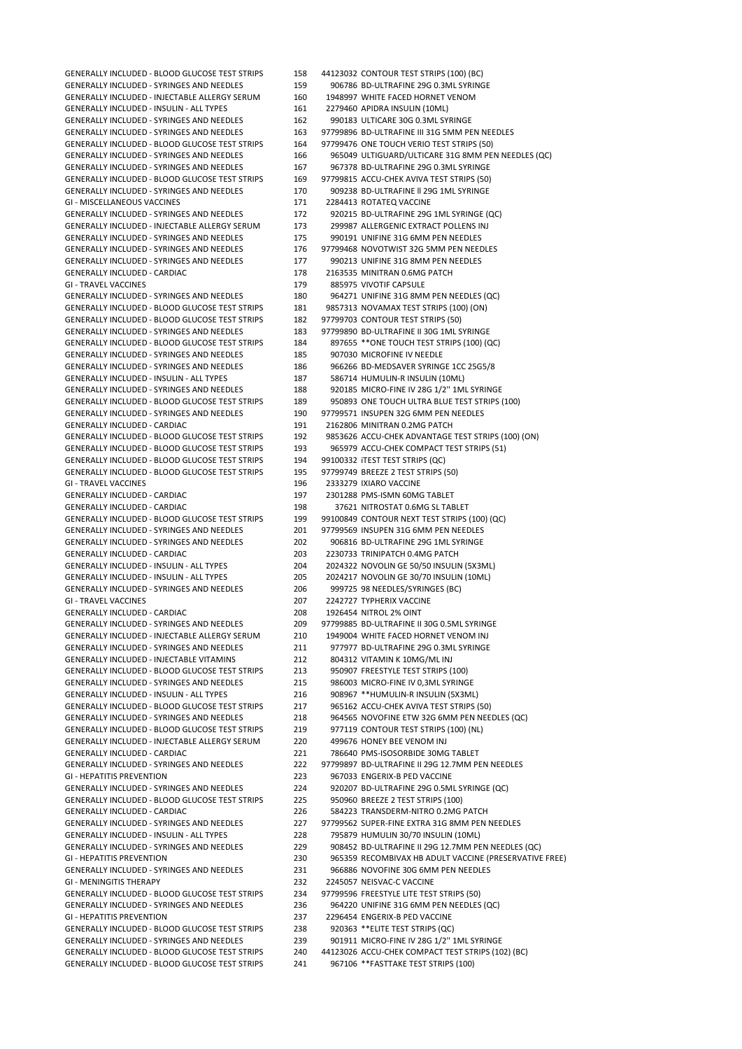| | | | |
|---|---|---|---|
| GENERALLY INCLUDED - BLOOD GLUCOSE TEST STRIPS | 158 | 44123032 | CONTOUR TEST STRIPS (100) (BC) |
| GENERALLY INCLUDED - SYRINGES AND NEEDLES | 159 | 906786 | BD-ULTRAFINE 29G 0.3ML SYRINGE |
| GENERALLY INCLUDED - INJECTABLE ALLERGY SERUM | 160 | 1948997 | WHITE FACED HORNET VENOM |
| GENERALLY INCLUDED - INSULIN - ALL TYPES | 161 | 2279460 | APIDRA INSULIN (10ML) |
| GENERALLY INCLUDED - SYRINGES AND NEEDLES | 162 | 990183 | ULTICARE 30G 0.3ML SYRINGE |
| GENERALLY INCLUDED - SYRINGES AND NEEDLES | 163 | 97799896 | BD-ULTRAFINE III 31G 5MM PEN NEEDLES |
| GENERALLY INCLUDED - BLOOD GLUCOSE TEST STRIPS | 164 | 97799476 | ONE TOUCH VERIO TEST STRIPS (50) |
| GENERALLY INCLUDED - SYRINGES AND NEEDLES | 166 | 965049 | ULTIGUARD/ULTICARE 31G 8MM PEN NEEDLES (QC) |
| GENERALLY INCLUDED - SYRINGES AND NEEDLES | 167 | 967378 | BD-ULTRAFINE 29G 0.3ML SYRINGE |
| GENERALLY INCLUDED - BLOOD GLUCOSE TEST STRIPS | 169 | 97799815 | ACCU-CHEK AVIVA TEST STRIPS (50) |
| GENERALLY INCLUDED - SYRINGES AND NEEDLES | 170 | 909238 | BD-ULTRAFINE ll 29G 1ML SYRINGE |
| GI - MISCELLANEOUS VACCINES | 171 | 2284413 | ROTATEQ VACCINE |
| GENERALLY INCLUDED - SYRINGES AND NEEDLES | 172 | 920215 | BD-ULTRAFINE 29G 1ML SYRINGE (QC) |
| GENERALLY INCLUDED - INJECTABLE ALLERGY SERUM | 173 | 299987 | ALLERGENIC EXTRACT POLLENS INJ |
| GENERALLY INCLUDED - SYRINGES AND NEEDLES | 175 | 990191 | UNIFINE 31G 6MM PEN NEEDLES |
| GENERALLY INCLUDED - SYRINGES AND NEEDLES | 176 | 97799468 | NOVOTWIST 32G 5MM PEN NEEDLES |
| GENERALLY INCLUDED - SYRINGES AND NEEDLES | 177 | 990213 | UNIFINE 31G 8MM PEN NEEDLES |
| GENERALLY INCLUDED - CARDIAC | 178 | 2163535 | MINITRAN 0.6MG PATCH |
| GI - TRAVEL VACCINES | 179 | 885975 | VIVOTIF CAPSULE |
| GENERALLY INCLUDED - SYRINGES AND NEEDLES | 180 | 964271 | UNIFINE 31G 8MM PEN NEEDLES (QC) |
| GENERALLY INCLUDED - BLOOD GLUCOSE TEST STRIPS | 181 | 9857313 | NOVAMAX TEST STRIPS (100) (ON) |
| GENERALLY INCLUDED - BLOOD GLUCOSE TEST STRIPS | 182 | 97799703 | CONTOUR TEST STRIPS (50) |
| GENERALLY INCLUDED - SYRINGES AND NEEDLES | 183 | 97799890 | BD-ULTRAFINE II 30G 1ML SYRINGE |
| GENERALLY INCLUDED - BLOOD GLUCOSE TEST STRIPS | 184 | 897655 | **ONE TOUCH TEST STRIPS (100) (QC) |
| GENERALLY INCLUDED - SYRINGES AND NEEDLES | 185 | 907030 | MICROFINE IV NEEDLE |
| GENERALLY INCLUDED - SYRINGES AND NEEDLES | 186 | 966266 | BD-MEDSAVER SYRINGE 1CC 25G5/8 |
| GENERALLY INCLUDED - INSULIN - ALL TYPES | 187 | 586714 | HUMULIN-R INSULIN (10ML) |
| GENERALLY INCLUDED - SYRINGES AND NEEDLES | 188 | 920185 | MICRO-FINE IV 28G 1/2'' 1ML SYRINGE |
| GENERALLY INCLUDED - BLOOD GLUCOSE TEST STRIPS | 189 | 950893 | ONE TOUCH ULTRA BLUE TEST STRIPS (100) |
| GENERALLY INCLUDED - SYRINGES AND NEEDLES | 190 | 97799571 | INSUPEN 32G 6MM PEN NEEDLES |
| GENERALLY INCLUDED - CARDIAC | 191 | 2162806 | MINITRAN 0.2MG PATCH |
| GENERALLY INCLUDED - BLOOD GLUCOSE TEST STRIPS | 192 | 9853626 | ACCU-CHEK ADVANTAGE TEST STRIPS (100) (ON) |
| GENERALLY INCLUDED - BLOOD GLUCOSE TEST STRIPS | 193 | 965979 | ACCU-CHEK COMPACT TEST STRIPS (51) |
| GENERALLY INCLUDED - BLOOD GLUCOSE TEST STRIPS | 194 | 99100332 | iTEST TEST STRIPS (QC) |
| GENERALLY INCLUDED - BLOOD GLUCOSE TEST STRIPS | 195 | 97799749 | BREEZE 2 TEST STRIPS (50) |
| GI - TRAVEL VACCINES | 196 | 2333279 | IXIARO VACCINE |
| GENERALLY INCLUDED - CARDIAC | 197 | 2301288 | PMS-ISMN 60MG TABLET |
| GENERALLY INCLUDED - CARDIAC | 198 | 37621 | NITROSTAT 0.6MG SL TABLET |
| GENERALLY INCLUDED - BLOOD GLUCOSE TEST STRIPS | 199 | 99100849 | CONTOUR NEXT TEST STRIPS (100) (QC) |
| GENERALLY INCLUDED - SYRINGES AND NEEDLES | 201 | 97799569 | INSUPEN 31G 6MM PEN NEEDLES |
| GENERALLY INCLUDED - SYRINGES AND NEEDLES | 202 | 906816 | BD-ULTRAFINE 29G 1ML SYRINGE |
| GENERALLY INCLUDED - CARDIAC | 203 | 2230733 | TRINIPATCH 0.4MG PATCH |
| GENERALLY INCLUDED - INSULIN - ALL TYPES | 204 | 2024322 | NOVOLIN GE 50/50 INSULIN (5X3ML) |
| GENERALLY INCLUDED - INSULIN - ALL TYPES | 205 | 2024217 | NOVOLIN GE 30/70 INSULIN (10ML) |
| GENERALLY INCLUDED - SYRINGES AND NEEDLES | 206 | 999725 | 98 NEEDLES/SYRINGES (BC) |
| GI - TRAVEL VACCINES | 207 | 2242727 | TYPHERIX VACCINE |
| GENERALLY INCLUDED - CARDIAC | 208 | 1926454 | NITROL 2% OINT |
| GENERALLY INCLUDED - SYRINGES AND NEEDLES | 209 | 97799885 | BD-ULTRAFINE II 30G 0.5ML SYRINGE |
| GENERALLY INCLUDED - INJECTABLE ALLERGY SERUM | 210 | 1949004 | WHITE FACED HORNET VENOM INJ |
| GENERALLY INCLUDED - SYRINGES AND NEEDLES | 211 | 977977 | BD-ULTRAFINE 29G 0.3ML SYRINGE |
| GENERALLY INCLUDED - INJECTABLE VITAMINS | 212 | 804312 | VITAMIN K 10MG/ML INJ |
| GENERALLY INCLUDED - BLOOD GLUCOSE TEST STRIPS | 213 | 950907 | FREESTYLE TEST STRIPS (100) |
| GENERALLY INCLUDED - SYRINGES AND NEEDLES | 215 | 986003 | MICRO-FINE IV 0,3ML SYRINGE |
| GENERALLY INCLUDED - INSULIN - ALL TYPES | 216 | 908967 | **HUMULIN-R INSULIN (5X3ML) |
| GENERALLY INCLUDED - BLOOD GLUCOSE TEST STRIPS | 217 | 965162 | ACCU-CHEK AVIVA TEST STRIPS (50) |
| GENERALLY INCLUDED - SYRINGES AND NEEDLES | 218 | 964565 | NOVOFINE ETW 32G 6MM PEN NEEDLES (QC) |
| GENERALLY INCLUDED - BLOOD GLUCOSE TEST STRIPS | 219 | 977119 | CONTOUR TEST STRIPS (100) (NL) |
| GENERALLY INCLUDED - INJECTABLE ALLERGY SERUM | 220 | 499676 | HONEY BEE VENOM INJ |
| GENERALLY INCLUDED - CARDIAC | 221 | 786640 | PMS-ISOSORBIDE 30MG TABLET |
| GENERALLY INCLUDED - SYRINGES AND NEEDLES | 222 | 97799897 | BD-ULTRAFINE II 29G 12.7MM PEN NEEDLES |
| GI - HEPATITIS PREVENTION | 223 | 967033 | ENGERIX-B PED VACCINE |
| GENERALLY INCLUDED - SYRINGES AND NEEDLES | 224 | 920207 | BD-ULTRAFINE 29G 0.5ML SYRINGE (QC) |
| GENERALLY INCLUDED - BLOOD GLUCOSE TEST STRIPS | 225 | 950960 | BREEZE 2 TEST STRIPS (100) |
| GENERALLY INCLUDED - CARDIAC | 226 | 584223 | TRANSDERM-NITRO 0.2MG PATCH |
| GENERALLY INCLUDED - SYRINGES AND NEEDLES | 227 | 97799562 | SUPER-FINE EXTRA 31G 8MM PEN NEEDLES |
| GENERALLY INCLUDED - INSULIN - ALL TYPES | 228 | 795879 | HUMULIN 30/70 INSULIN (10ML) |
| GENERALLY INCLUDED - SYRINGES AND NEEDLES | 229 | 908452 | BD-ULTRAFINE II 29G 12.7MM PEN NEEDLES (QC) |
| GI - HEPATITIS PREVENTION | 230 | 965359 | RECOMBIVAX HB ADULT VACCINE (PRESERVATIVE FREE) |
| GENERALLY INCLUDED - SYRINGES AND NEEDLES | 231 | 966886 | NOVOFINE 30G 6MM PEN NEEDLES |
| GI - MENINGITIS THERAPY | 232 | 2245057 | NEISVAC-C VACCINE |
| GENERALLY INCLUDED - BLOOD GLUCOSE TEST STRIPS | 234 | 97799596 | FREESTYLE LITE TEST STRIPS (50) |
| GENERALLY INCLUDED - SYRINGES AND NEEDLES | 236 | 964220 | UNIFINE 31G 6MM PEN NEEDLES (QC) |
| GI - HEPATITIS PREVENTION | 237 | 2296454 | ENGERIX-B PED VACCINE |
| GENERALLY INCLUDED - BLOOD GLUCOSE TEST STRIPS | 238 | 920363 | **ELITE TEST STRIPS (QC) |
| GENERALLY INCLUDED - SYRINGES AND NEEDLES | 239 | 901911 | MICRO-FINE IV 28G 1/2'' 1ML SYRINGE |
| GENERALLY INCLUDED - BLOOD GLUCOSE TEST STRIPS | 240 | 44123026 | ACCU-CHEK COMPACT TEST STRIPS (102) (BC) |
| GENERALLY INCLUDED - BLOOD GLUCOSE TEST STRIPS | 241 | 967106 | **FASTTAKE TEST STRIPS (100) |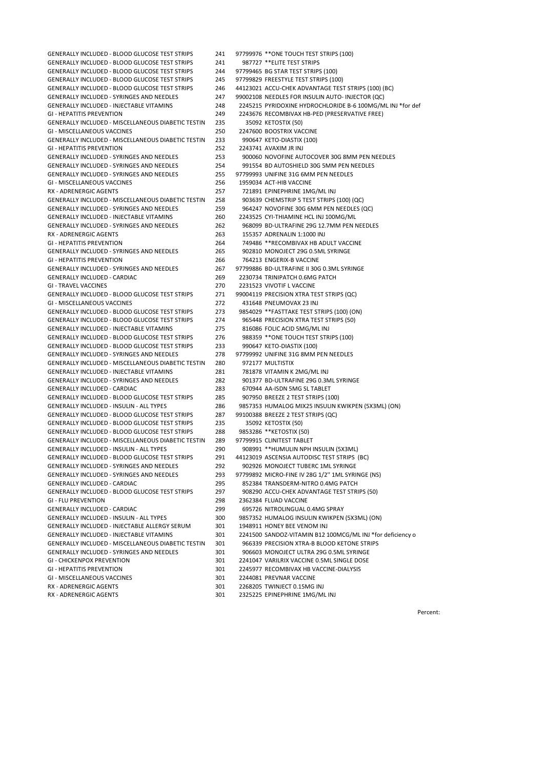| | | | |
|---|---|---|---|
| GENERALLY INCLUDED - BLOOD GLUCOSE TEST STRIPS | 241 | 97799976 | **ONE TOUCH TEST STRIPS (100) |
| GENERALLY INCLUDED - BLOOD GLUCOSE TEST STRIPS | 241 | 987727 | **ELITE TEST STRIPS |
| GENERALLY INCLUDED - BLOOD GLUCOSE TEST STRIPS | 244 | 97799465 | BG STAR TEST STRIPS (100) |
| GENERALLY INCLUDED - BLOOD GLUCOSE TEST STRIPS | 245 | 97799829 | FREESTYLE TEST STRIPS (100) |
| GENERALLY INCLUDED - BLOOD GLUCOSE TEST STRIPS | 246 | 44123021 | ACCU-CHEK ADVANTAGE TEST STRIPS (100) (BC) |
| GENERALLY INCLUDED - SYRINGES AND NEEDLES | 247 | 99002108 | NEEDLES FOR INSULIN AUTO- INJECTOR (QC) |
| GENERALLY INCLUDED - INJECTABLE VITAMINS | 248 | 2245215 | PYRIDOXINE HYDROCHLORIDE B-6 100MG/ML INJ *for def |
| GI - HEPATITIS PREVENTION | 249 | 2243676 | RECOMBIVAX HB-PED (PRESERVATIVE FREE) |
| GENERALLY INCLUDED - MISCELLANEOUS DIABETIC TESTIN | 235 | 35092 | KETOSTIX (50) |
| GI - MISCELLANEOUS VACCINES | 250 | 2247600 | BOOSTRIX VACCINE |
| GENERALLY INCLUDED - MISCELLANEOUS DIABETIC TESTIN | 233 | 990647 | KETO-DIASTIX (100) |
| GI - HEPATITIS PREVENTION | 252 | 2243741 | AVAXIM JR INJ |
| GENERALLY INCLUDED - SYRINGES AND NEEDLES | 253 | 900060 | NOVOFINE AUTOCOVER 30G 8MM PEN NEEDLES |
| GENERALLY INCLUDED - SYRINGES AND NEEDLES | 254 | 991554 | BD AUTOSHIELD 30G 5MM PEN NEEDLES |
| GENERALLY INCLUDED - SYRINGES AND NEEDLES | 255 | 97799993 | UNIFINE 31G 6MM PEN NEEDLES |
| GI - MISCELLANEOUS VACCINES | 256 | 1959034 | ACT-HIB VACCINE |
| RX - ADRENERGIC AGENTS | 257 | 721891 | EPINEPHRINE 1MG/ML INJ |
| GENERALLY INCLUDED - MISCELLANEOUS DIABETIC TESTIN | 258 | 903639 | CHEMSTRIP 5 TEST STRIPS (100) (QC) |
| GENERALLY INCLUDED - SYRINGES AND NEEDLES | 259 | 964247 | NOVOFINE 30G 6MM PEN NEEDLES (QC) |
| GENERALLY INCLUDED - INJECTABLE VITAMINS | 260 | 2243525 | CYI-THIAMINE HCL INJ 100MG/ML |
| GENERALLY INCLUDED - SYRINGES AND NEEDLES | 262 | 968099 | BD-ULTRAFINE 29G 12.7MM PEN NEEDLES |
| RX - ADRENERGIC AGENTS | 263 | 155357 | ADRENALIN 1:1000 INJ |
| GI - HEPATITIS PREVENTION | 264 | 749486 | **RECOMBIVAX HB ADULT VACCINE |
| GENERALLY INCLUDED - SYRINGES AND NEEDLES | 265 | 902810 | MONOJECT 29G 0.5ML SYRINGE |
| GI - HEPATITIS PREVENTION | 266 | 764213 | ENGERIX-B VACCINE |
| GENERALLY INCLUDED - SYRINGES AND NEEDLES | 267 | 97799886 | BD-ULTRAFINE II 30G 0.3ML SYRINGE |
| GENERALLY INCLUDED - CARDIAC | 269 | 2230734 | TRINIPATCH 0.6MG PATCH |
| GI - TRAVEL VACCINES | 270 | 2231523 | VIVOTIF L VACCINE |
| GENERALLY INCLUDED - BLOOD GLUCOSE TEST STRIPS | 271 | 99004119 | PRECISION XTRA TEST STRIPS (QC) |
| GI - MISCELLANEOUS VACCINES | 272 | 431648 | PNEUMOVAX 23 INJ |
| GENERALLY INCLUDED - BLOOD GLUCOSE TEST STRIPS | 273 | 9854029 | **FASTTAKE TEST STRIPS (100) (ON) |
| GENERALLY INCLUDED - BLOOD GLUCOSE TEST STRIPS | 274 | 965448 | PRECISION XTRA TEST STRIPS (50) |
| GENERALLY INCLUDED - INJECTABLE VITAMINS | 275 | 816086 | FOLIC ACID 5MG/ML INJ |
| GENERALLY INCLUDED - BLOOD GLUCOSE TEST STRIPS | 276 | 988359 | **ONE TOUCH TEST STRIPS (100) |
| GENERALLY INCLUDED - BLOOD GLUCOSE TEST STRIPS | 233 | 990647 | KETO-DIASTIX (100) |
| GENERALLY INCLUDED - SYRINGES AND NEEDLES | 278 | 97799992 | UNIFINE 31G 8MM PEN NEEDLES |
| GENERALLY INCLUDED - MISCELLANEOUS DIABETIC TESTIN | 280 | 972177 | MULTISTIX |
| GENERALLY INCLUDED - INJECTABLE VITAMINS | 281 | 781878 | VITAMIN K 2MG/ML INJ |
| GENERALLY INCLUDED - SYRINGES AND NEEDLES | 282 | 901377 | BD-ULTRAFINE 29G 0.3ML SYRINGE |
| GENERALLY INCLUDED - CARDIAC | 283 | 670944 | AA-ISDN 5MG SL TABLET |
| GENERALLY INCLUDED - BLOOD GLUCOSE TEST STRIPS | 285 | 907950 | BREEZE 2 TEST STRIPS (100) |
| GENERALLY INCLUDED - INSULIN - ALL TYPES | 286 | 9857353 | HUMALOG MIX25 INSULIN KWIKPEN (5X3ML) (ON) |
| GENERALLY INCLUDED - BLOOD GLUCOSE TEST STRIPS | 287 | 99100388 | BREEZE 2 TEST STRIPS (QC) |
| GENERALLY INCLUDED - BLOOD GLUCOSE TEST STRIPS | 235 | 35092 | KETOSTIX (50) |
| GENERALLY INCLUDED - BLOOD GLUCOSE TEST STRIPS | 288 | 9853286 | **KETOSTIX (50) |
| GENERALLY INCLUDED - MISCELLANEOUS DIABETIC TESTIN | 289 | 97799915 | CLINITEST TABLET |
| GENERALLY INCLUDED - INSULIN - ALL TYPES | 290 | 908991 | **HUMULIN NPH INSULIN (5X3ML) |
| GENERALLY INCLUDED - BLOOD GLUCOSE TEST STRIPS | 291 | 44123019 | ASCENSIA AUTODISC TEST STRIPS (BC) |
| GENERALLY INCLUDED - SYRINGES AND NEEDLES | 292 | 902926 | MONOJECT TUBERC 1ML SYRINGE |
| GENERALLY INCLUDED - SYRINGES AND NEEDLES | 293 | 97799892 | MICRO-FINE IV 28G 1/2" 1ML SYRINGE (NS) |
| GENERALLY INCLUDED - CARDIAC | 295 | 852384 | TRANSDERM-NITRO 0.4MG PATCH |
| GENERALLY INCLUDED - BLOOD GLUCOSE TEST STRIPS | 297 | 908290 | ACCU-CHEK ADVANTAGE TEST STRIPS (50) |
| GI - FLU PREVENTION | 298 | 2362384 | FLUAD VACCINE |
| GENERALLY INCLUDED - CARDIAC | 299 | 695726 | NITROLINGUAL 0.4MG SPRAY |
| GENERALLY INCLUDED - INSULIN - ALL TYPES | 300 | 9857352 | HUMALOG INSULIN KWIKPEN (5X3ML) (ON) |
| GENERALLY INCLUDED - INJECTABLE ALLERGY SERUM | 301 | 1948911 | HONEY BEE VENOM INJ |
| GENERALLY INCLUDED - INJECTABLE VITAMINS | 301 | 2241500 | SANDOZ-VITAMIN B12 100MCG/ML INJ *for deficiency o |
| GENERALLY INCLUDED - MISCELLANEOUS DIABETIC TESTIN | 301 | 966339 | PRECISION XTRA-B BLOOD KETONE STRIPS |
| GENERALLY INCLUDED - SYRINGES AND NEEDLES | 301 | 906603 | MONOJECT ULTRA 29G 0.5ML SYRINGE |
| GI - CHICKENPOX PREVENTION | 301 | 2241047 | VARILRIX VACCINE 0.5ML SINGLE DOSE |
| GI - HEPATITIS PREVENTION | 301 | 2245977 | RECOMBIVAX HB VACCINE-DIALYSIS |
| GI - MISCELLANEOUS VACCINES | 301 | 2244081 | PREVNAR VACCINE |
| RX - ADRENERGIC AGENTS | 301 | 2268205 | TWINJECT 0.15MG INJ |
| RX - ADRENERGIC AGENTS | 301 | 2325225 | EPINEPHRINE 1MG/ML INJ |

Percent: